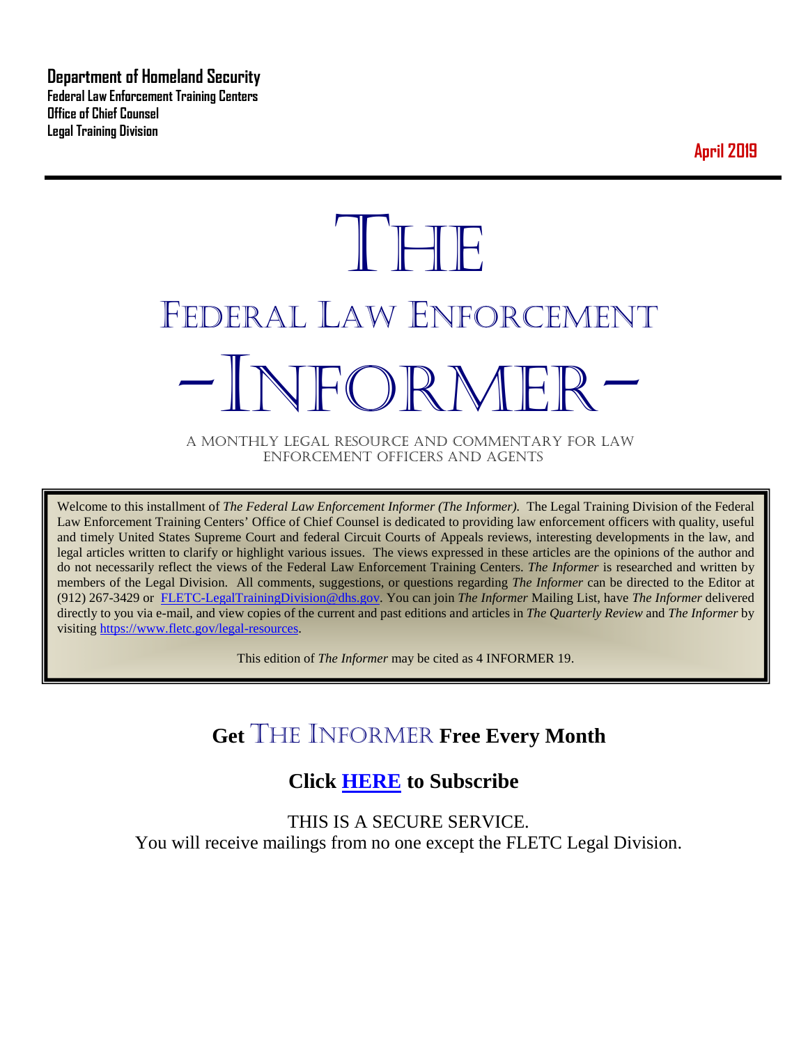**Department of Homeland Security**
**Federal Law Enforcement Training Centers**
**Office of Chief Counsel**
**Legal Training Division**

**April 2019**

# THE
# FEDERAL LAW ENFORCEMENT
# -INFORMER-

A MONTHLY LEGAL RESOURCE AND COMMENTARY FOR LAW ENFORCEMENT OFFICERS AND AGENTS

Welcome to this installment of *The Federal Law Enforcement Informer (The Informer)*. The Legal Training Division of the Federal Law Enforcement Training Centers' Office of Chief Counsel is dedicated to providing law enforcement officers with quality, useful and timely United States Supreme Court and federal Circuit Courts of Appeals reviews, interesting developments in the law, and legal articles written to clarify or highlight various issues. The views expressed in these articles are the opinions of the author and do not necessarily reflect the views of the Federal Law Enforcement Training Centers. *The Informer* is researched and written by members of the Legal Division. All comments, suggestions, or questions regarding *The Informer* can be directed to the Editor at (912) 267-3429 or FLETC-LegalTrainingDivision@dhs.gov. You can join *The Informer* Mailing List, have *The Informer* delivered directly to you via e-mail, and view copies of the current and past editions and articles in *The Quarterly Review* and *The Informer* by visiting https://www.fletc.gov/legal-resources.

This edition of *The Informer* may be cited as 4 INFORMER 19.

## Get THE INFORMER Free Every Month

## Click HERE to Subscribe

THIS IS A SECURE SERVICE.
You will receive mailings from no one except the FLETC Legal Division.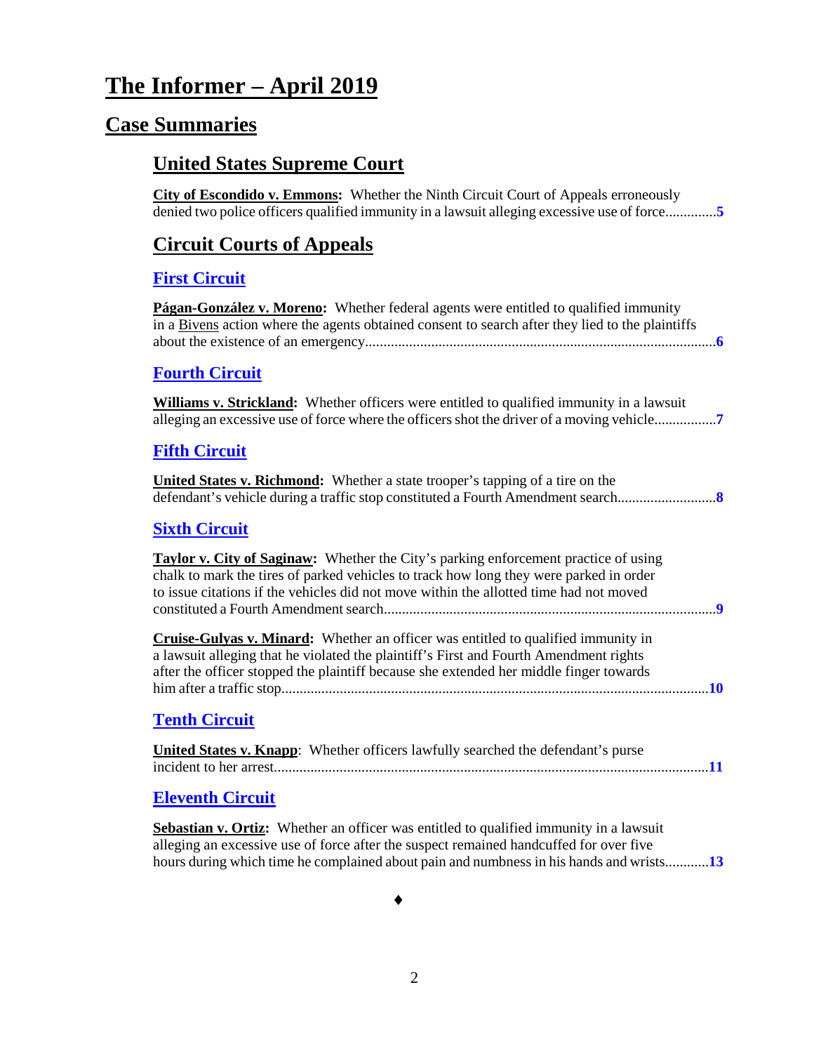# The Informer – April 2019

## Case Summaries

### United States Supreme Court

**City of Escondido v. Emmons:** Whether the Ninth Circuit Court of Appeals erroneously denied two police officers qualified immunity in a lawsuit alleging excessive use of force.............**5**

### Circuit Courts of Appeals

#### First Circuit

**Págan-González v. Moreno:** Whether federal agents were entitled to qualified immunity in a Bivens action where the agents obtained consent to search after they lied to the plaintiffs about the existence of an emergency...............................................................................................**6**

#### Fourth Circuit

**Williams v. Strickland:** Whether officers were entitled to qualified immunity in a lawsuit alleging an excessive use of force where the officers shot the driver of a moving vehicle................**7**

#### Fifth Circuit

**United States v. Richmond:** Whether a state trooper's tapping of a tire on the defendant's vehicle during a traffic stop constituted a Fourth Amendment search..........................**8**

#### Sixth Circuit

**Taylor v. City of Saginaw:** Whether the City's parking enforcement practice of using chalk to mark the tires of parked vehicles to track how long they were parked in order to issue citations if the vehicles did not move within the allotted time had not moved constituted a Fourth Amendment search..........................................................................................**9**

**Cruise-Gulyas v. Minard:** Whether an officer was entitled to qualified immunity in a lawsuit alleging that he violated the plaintiff's First and Fourth Amendment rights after the officer stopped the plaintiff because she extended her middle finger towards him after a traffic stop....................................................................................................................**10**

#### Tenth Circuit

**United States v. Knapp**: Whether officers lawfully searched the defendant's purse incident to her arrest......................................................................................................................**11**

#### Eleventh Circuit

**Sebastian v. Ortiz:** Whether an officer was entitled to qualified immunity in a lawsuit alleging an excessive use of force after the suspect remained handcuffed for over five hours during which time he complained about pain and numbness in his hands and wrists............**13**

♦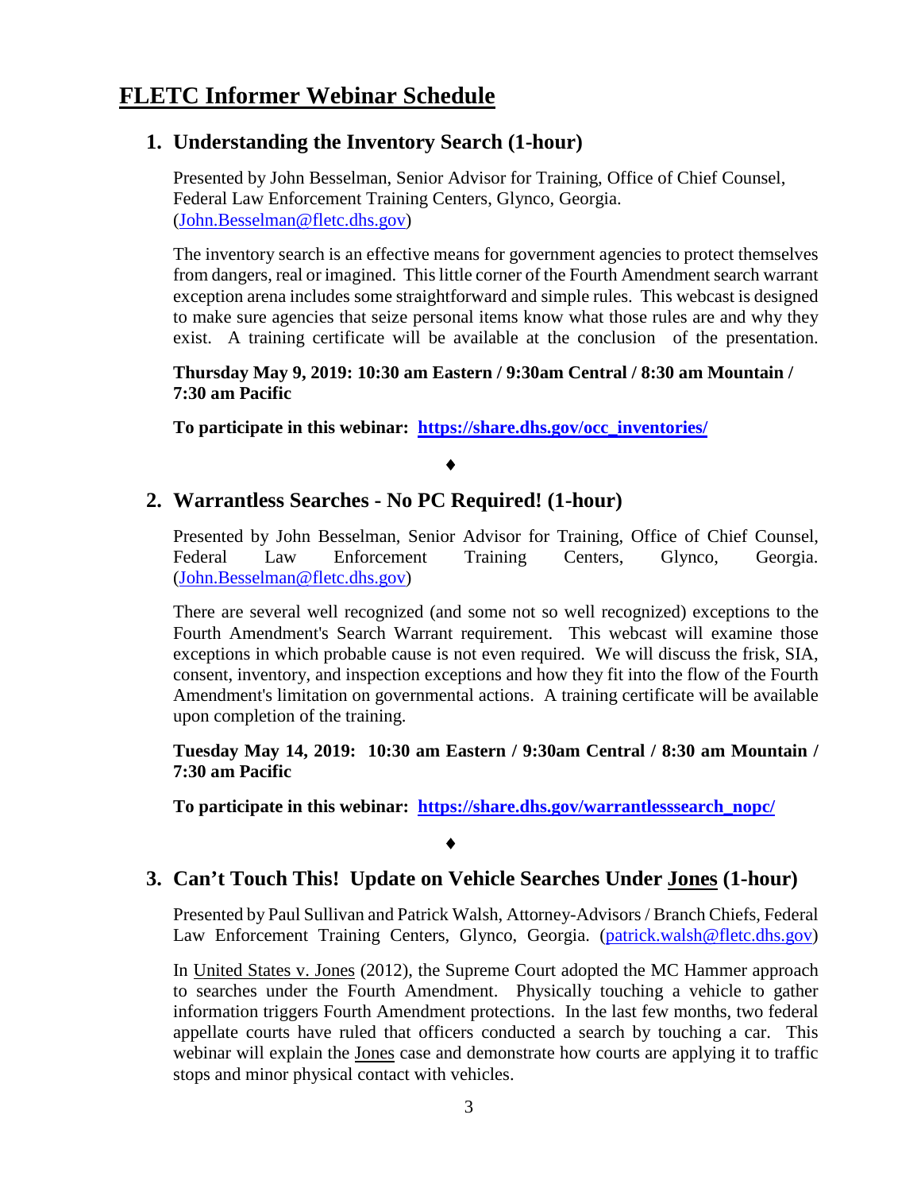# FLETC Informer Webinar Schedule

## 1. Understanding the Inventory Search (1-hour)

Presented by John Besselman, Senior Advisor for Training, Office of Chief Counsel, Federal Law Enforcement Training Centers, Glynco, Georgia. (John.Besselman@fletc.dhs.gov)

The inventory search is an effective means for government agencies to protect themselves from dangers, real or imagined. This little corner of the Fourth Amendment search warrant exception arena includes some straightforward and simple rules. This webcast is designed to make sure agencies that seize personal items know what those rules are and why they exist. A training certificate will be available at the conclusion of the presentation.

**Thursday May 9, 2019: 10:30 am Eastern / 9:30am Central / 8:30 am Mountain / 7:30 am Pacific**

**To participate in this webinar: https://share.dhs.gov/occ_inventories/**

♦

## 2. Warrantless Searches - No PC Required! (1-hour)

Presented by John Besselman, Senior Advisor for Training, Office of Chief Counsel, Federal Law Enforcement Training Centers, Glynco, Georgia. (John.Besselman@fletc.dhs.gov)

There are several well recognized (and some not so well recognized) exceptions to the Fourth Amendment's Search Warrant requirement. This webcast will examine those exceptions in which probable cause is not even required. We will discuss the frisk, SIA, consent, inventory, and inspection exceptions and how they fit into the flow of the Fourth Amendment's limitation on governmental actions. A training certificate will be available upon completion of the training.

**Tuesday May 14, 2019: 10:30 am Eastern / 9:30am Central / 8:30 am Mountain / 7:30 am Pacific**

**To participate in this webinar: https://share.dhs.gov/warrantlesssearch_nopc/**

♦

## 3. Can't Touch This! Update on Vehicle Searches Under Jones (1-hour)

Presented by Paul Sullivan and Patrick Walsh, Attorney-Advisors / Branch Chiefs, Federal Law Enforcement Training Centers, Glynco, Georgia. (patrick.walsh@fletc.dhs.gov)

In United States v. Jones (2012), the Supreme Court adopted the MC Hammer approach to searches under the Fourth Amendment. Physically touching a vehicle to gather information triggers Fourth Amendment protections. In the last few months, two federal appellate courts have ruled that officers conducted a search by touching a car. This webinar will explain the Jones case and demonstrate how courts are applying it to traffic stops and minor physical contact with vehicles.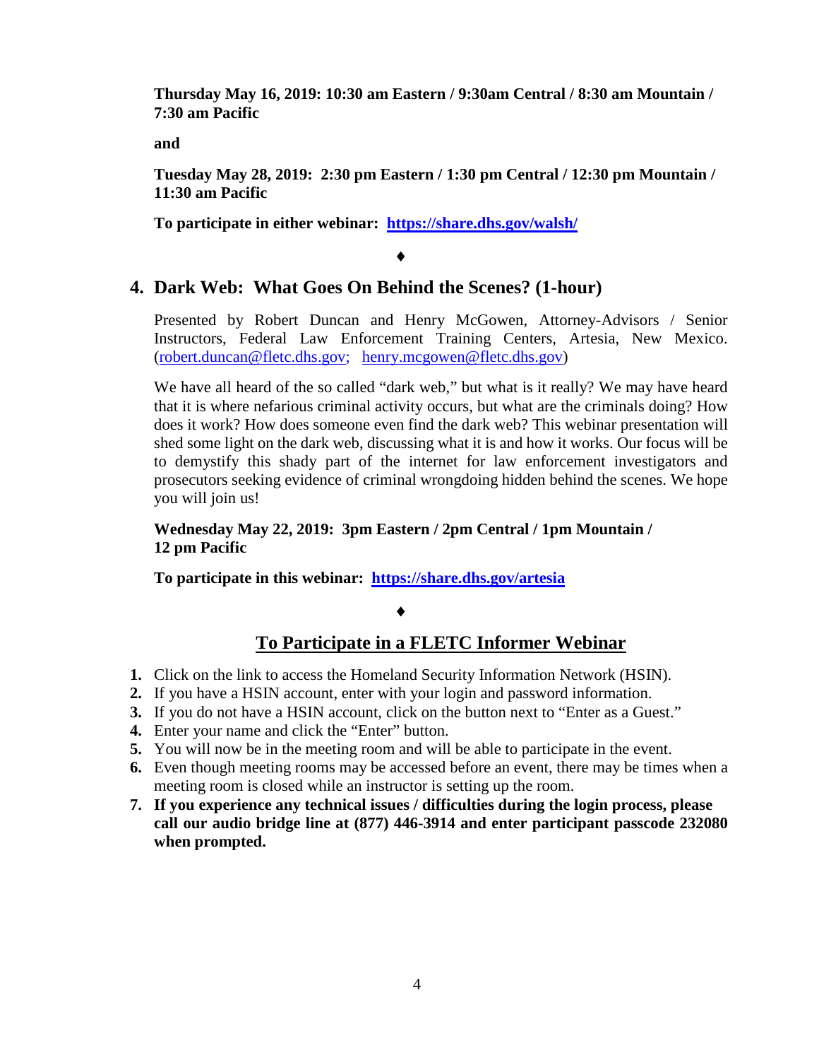**Thursday May 16, 2019: 10:30 am Eastern / 9:30am Central / 8:30 am Mountain / 7:30 am Pacific**

**and**

**Tuesday May 28, 2019: 2:30 pm Eastern / 1:30 pm Central / 12:30 pm Mountain / 11:30 am Pacific**

**To participate in either webinar: [https://share.dhs.gov/walsh/](https://share.dhs.gov/walsh/)**

♦

## 4. Dark Web: What Goes On Behind the Scenes? (1-hour)

Presented by Robert Duncan and Henry McGowen, Attorney-Advisors / Senior Instructors, Federal Law Enforcement Training Centers, Artesia, New Mexico. (robert.duncan@fletc.dhs.gov; henry.mcgowen@fletc.dhs.gov)

We have all heard of the so called "dark web," but what is it really? We may have heard that it is where nefarious criminal activity occurs, but what are the criminals doing? How does it work? How does someone even find the dark web? This webinar presentation will shed some light on the dark web, discussing what it is and how it works. Our focus will be to demystify this shady part of the internet for law enforcement investigators and prosecutors seeking evidence of criminal wrongdoing hidden behind the scenes. We hope you will join us!

**Wednesday May 22, 2019: 3pm Eastern / 2pm Central / 1pm Mountain / 12 pm Pacific**

**To participate in this webinar: [https://share.dhs.gov/artesia](https://share.dhs.gov/artesia)**

♦

## To Participate in a FLETC Informer Webinar

1. Click on the link to access the Homeland Security Information Network (HSIN).
2. If you have a HSIN account, enter with your login and password information.
3. If you do not have a HSIN account, click on the button next to "Enter as a Guest."
4. Enter your name and click the "Enter" button.
5. You will now be in the meeting room and will be able to participate in the event.
6. Even though meeting rooms may be accessed before an event, there may be times when a meeting room is closed while an instructor is setting up the room.
7. **If you experience any technical issues / difficulties during the login process, please call our audio bridge line at (877) 446-3914 and enter participant passcode 232080 when prompted.**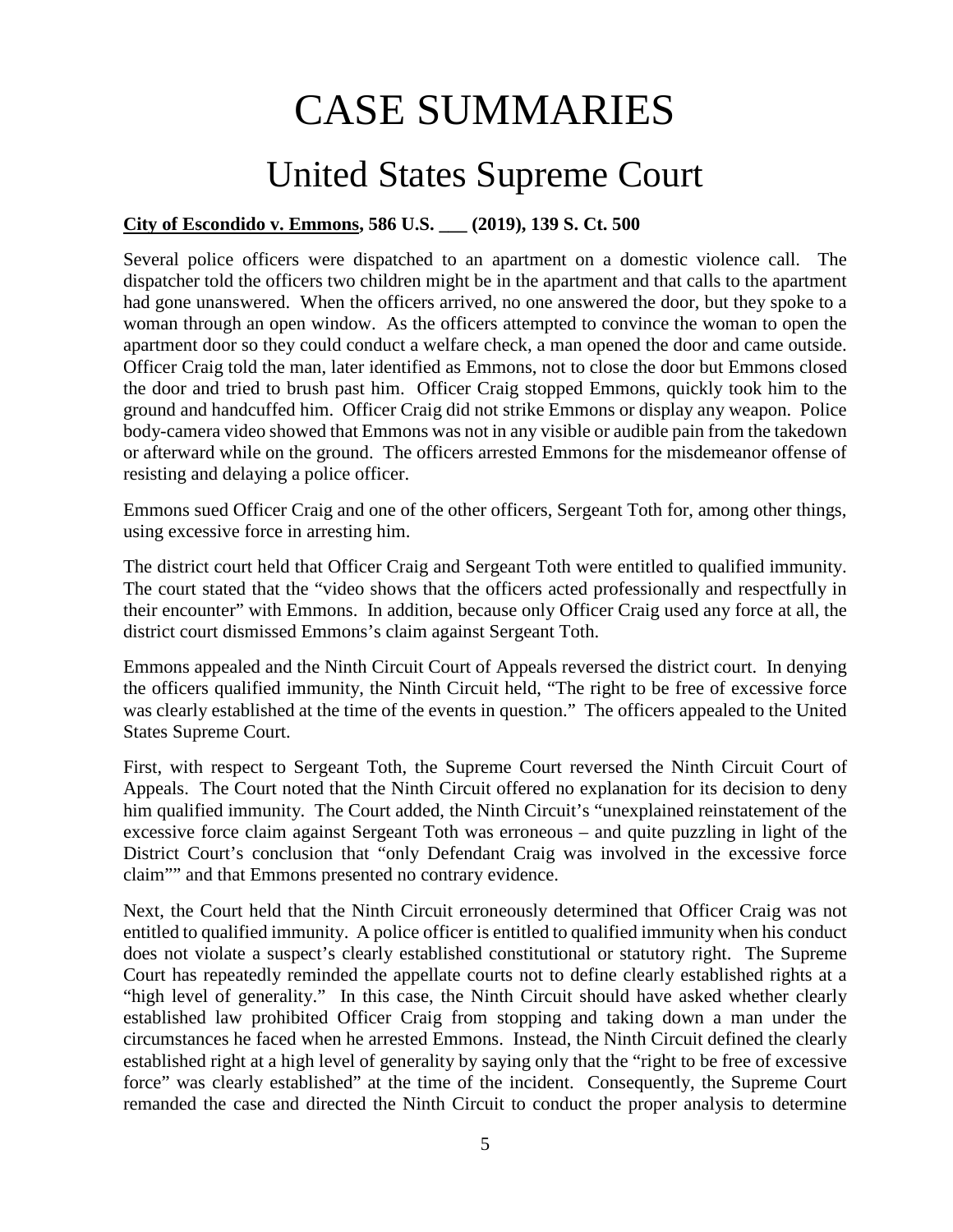# CASE SUMMARIES

## United States Supreme Court

**City of Escondido v. Emmons, 586 U.S. ___ (2019), 139 S. Ct. 500**

Several police officers were dispatched to an apartment on a domestic violence call. The dispatcher told the officers two children might be in the apartment and that calls to the apartment had gone unanswered. When the officers arrived, no one answered the door, but they spoke to a woman through an open window. As the officers attempted to convince the woman to open the apartment door so they could conduct a welfare check, a man opened the door and came outside. Officer Craig told the man, later identified as Emmons, not to close the door but Emmons closed the door and tried to brush past him. Officer Craig stopped Emmons, quickly took him to the ground and handcuffed him. Officer Craig did not strike Emmons or display any weapon. Police body-camera video showed that Emmons was not in any visible or audible pain from the takedown or afterward while on the ground. The officers arrested Emmons for the misdemeanor offense of resisting and delaying a police officer.

Emmons sued Officer Craig and one of the other officers, Sergeant Toth for, among other things, using excessive force in arresting him.

The district court held that Officer Craig and Sergeant Toth were entitled to qualified immunity. The court stated that the "video shows that the officers acted professionally and respectfully in their encounter" with Emmons. In addition, because only Officer Craig used any force at all, the district court dismissed Emmons's claim against Sergeant Toth.

Emmons appealed and the Ninth Circuit Court of Appeals reversed the district court. In denying the officers qualified immunity, the Ninth Circuit held, "The right to be free of excessive force was clearly established at the time of the events in question." The officers appealed to the United States Supreme Court.

First, with respect to Sergeant Toth, the Supreme Court reversed the Ninth Circuit Court of Appeals. The Court noted that the Ninth Circuit offered no explanation for its decision to deny him qualified immunity. The Court added, the Ninth Circuit's "unexplained reinstatement of the excessive force claim against Sergeant Toth was erroneous – and quite puzzling in light of the District Court's conclusion that "only Defendant Craig was involved in the excessive force claim"" and that Emmons presented no contrary evidence.

Next, the Court held that the Ninth Circuit erroneously determined that Officer Craig was not entitled to qualified immunity. A police officer is entitled to qualified immunity when his conduct does not violate a suspect's clearly established constitutional or statutory right. The Supreme Court has repeatedly reminded the appellate courts not to define clearly established rights at a "high level of generality." In this case, the Ninth Circuit should have asked whether clearly established law prohibited Officer Craig from stopping and taking down a man under the circumstances he faced when he arrested Emmons. Instead, the Ninth Circuit defined the clearly established right at a high level of generality by saying only that the "right to be free of excessive force" was clearly established" at the time of the incident. Consequently, the Supreme Court remanded the case and directed the Ninth Circuit to conduct the proper analysis to determine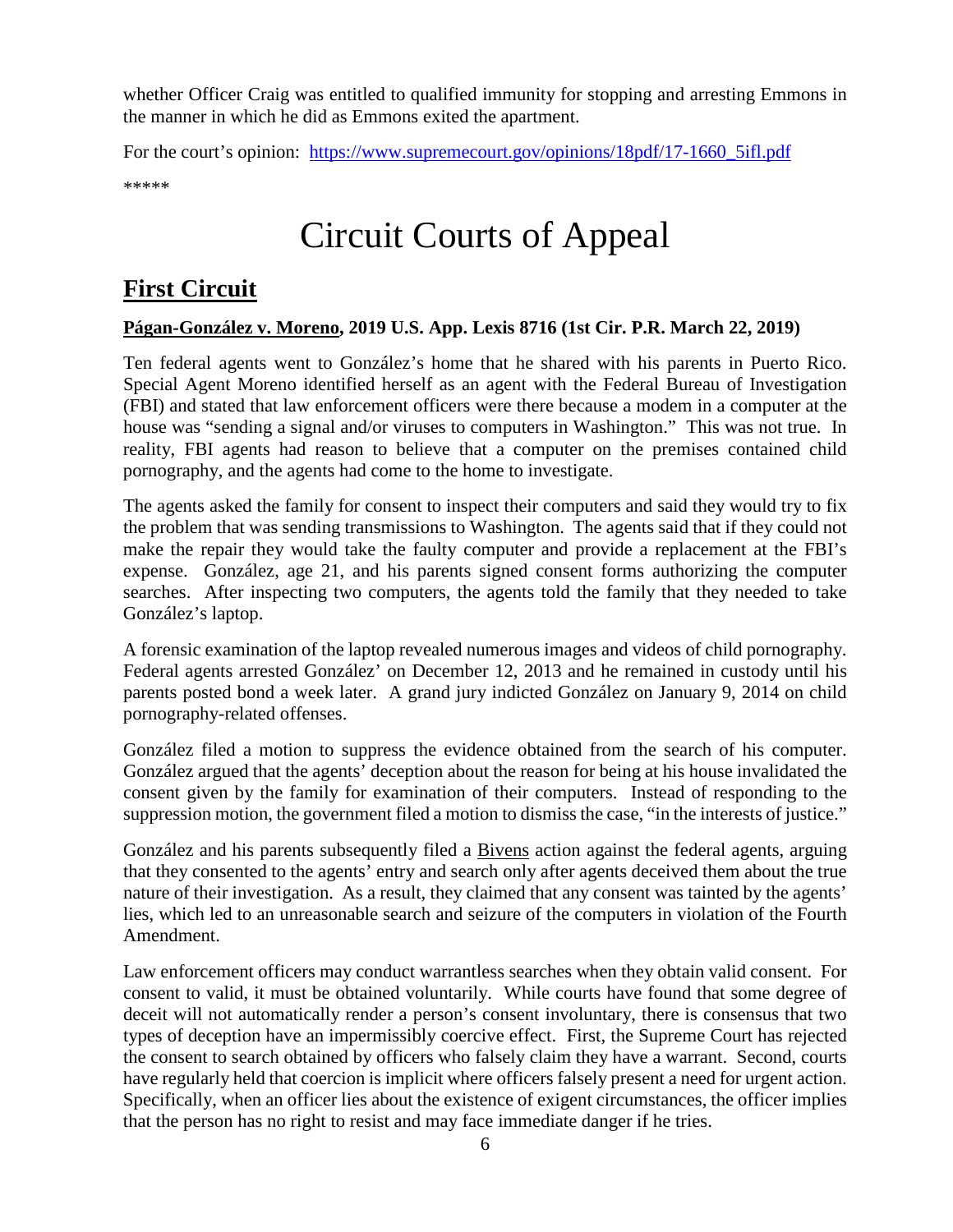whether Officer Craig was entitled to qualified immunity for stopping and arresting Emmons in the manner in which he did as Emmons exited the apartment.

For the court's opinion: [https://www.supremecourt.gov/opinions/18pdf/17-1660_5ifl.pdf](https://www.supremecourt.gov/opinions/18pdf/17-1660_5ifl.pdf)

*****

# Circuit Courts of Appeal

## First Circuit

### Págan-González v. Moreno, 2019 U.S. App. Lexis 8716 (1st Cir. P.R. March 22, 2019)

Ten federal agents went to González's home that he shared with his parents in Puerto Rico. Special Agent Moreno identified herself as an agent with the Federal Bureau of Investigation (FBI) and stated that law enforcement officers were there because a modem in a computer at the house was "sending a signal and/or viruses to computers in Washington." This was not true. In reality, FBI agents had reason to believe that a computer on the premises contained child pornography, and the agents had come to the home to investigate.

The agents asked the family for consent to inspect their computers and said they would try to fix the problem that was sending transmissions to Washington. The agents said that if they could not make the repair they would take the faulty computer and provide a replacement at the FBI's expense. González, age 21, and his parents signed consent forms authorizing the computer searches. After inspecting two computers, the agents told the family that they needed to take González's laptop.

A forensic examination of the laptop revealed numerous images and videos of child pornography. Federal agents arrested González' on December 12, 2013 and he remained in custody until his parents posted bond a week later. A grand jury indicted González on January 9, 2014 on child pornography-related offenses.

González filed a motion to suppress the evidence obtained from the search of his computer. González argued that the agents' deception about the reason for being at his house invalidated the consent given by the family for examination of their computers. Instead of responding to the suppression motion, the government filed a motion to dismiss the case, "in the interests of justice."

González and his parents subsequently filed a Bivens action against the federal agents, arguing that they consented to the agents' entry and search only after agents deceived them about the true nature of their investigation. As a result, they claimed that any consent was tainted by the agents' lies, which led to an unreasonable search and seizure of the computers in violation of the Fourth Amendment.

Law enforcement officers may conduct warrantless searches when they obtain valid consent. For consent to valid, it must be obtained voluntarily. While courts have found that some degree of deceit will not automatically render a person's consent involuntary, there is consensus that two types of deception have an impermissibly coercive effect. First, the Supreme Court has rejected the consent to search obtained by officers who falsely claim they have a warrant. Second, courts have regularly held that coercion is implicit where officers falsely present a need for urgent action. Specifically, when an officer lies about the existence of exigent circumstances, the officer implies that the person has no right to resist and may face immediate danger if he tries.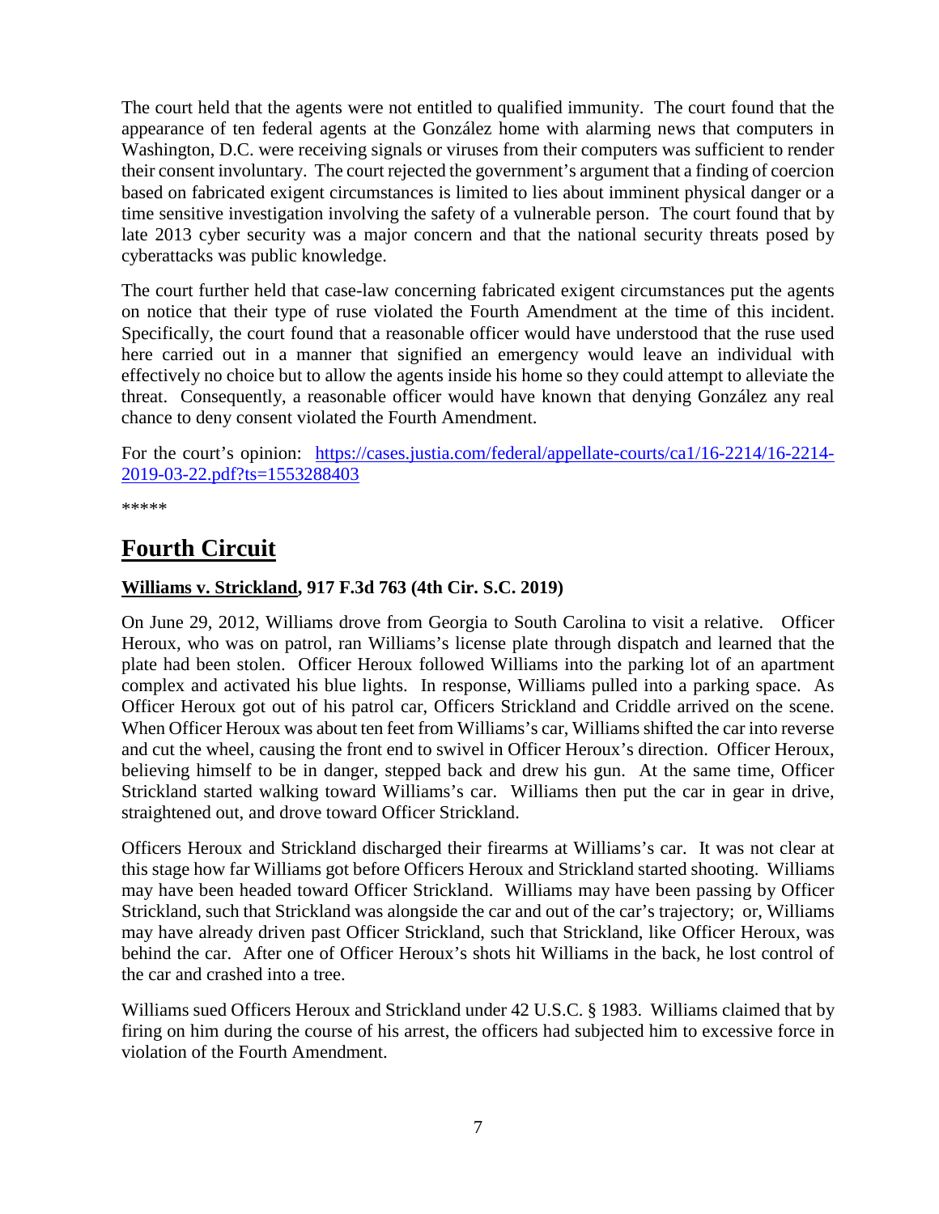The court held that the agents were not entitled to qualified immunity. The court found that the appearance of ten federal agents at the González home with alarming news that computers in Washington, D.C. were receiving signals or viruses from their computers was sufficient to render their consent involuntary. The court rejected the government's argument that a finding of coercion based on fabricated exigent circumstances is limited to lies about imminent physical danger or a time sensitive investigation involving the safety of a vulnerable person. The court found that by late 2013 cyber security was a major concern and that the national security threats posed by cyberattacks was public knowledge.

The court further held that case-law concerning fabricated exigent circumstances put the agents on notice that their type of ruse violated the Fourth Amendment at the time of this incident. Specifically, the court found that a reasonable officer would have understood that the ruse used here carried out in a manner that signified an emergency would leave an individual with effectively no choice but to allow the agents inside his home so they could attempt to alleviate the threat. Consequently, a reasonable officer would have known that denying González any real chance to deny consent violated the Fourth Amendment.

For the court's opinion: [https://cases.justia.com/federal/appellate-courts/ca1/16-2214/16-2214-2019-03-22.pdf?ts=1553288403](https://cases.justia.com/federal/appellate-courts/ca1/16-2214/16-2214-2019-03-22.pdf?ts=1553288403)

*****

# Fourth Circuit

## Williams v. Strickland, 917 F.3d 763 (4th Cir. S.C. 2019)

On June 29, 2012, Williams drove from Georgia to South Carolina to visit a relative. Officer Heroux, who was on patrol, ran Williams's license plate through dispatch and learned that the plate had been stolen. Officer Heroux followed Williams into the parking lot of an apartment complex and activated his blue lights. In response, Williams pulled into a parking space. As Officer Heroux got out of his patrol car, Officers Strickland and Criddle arrived on the scene. When Officer Heroux was about ten feet from Williams's car, Williams shifted the car into reverse and cut the wheel, causing the front end to swivel in Officer Heroux's direction. Officer Heroux, believing himself to be in danger, stepped back and drew his gun. At the same time, Officer Strickland started walking toward Williams's car. Williams then put the car in gear in drive, straightened out, and drove toward Officer Strickland.

Officers Heroux and Strickland discharged their firearms at Williams's car. It was not clear at this stage how far Williams got before Officers Heroux and Strickland started shooting. Williams may have been headed toward Officer Strickland. Williams may have been passing by Officer Strickland, such that Strickland was alongside the car and out of the car's trajectory; or, Williams may have already driven past Officer Strickland, such that Strickland, like Officer Heroux, was behind the car. After one of Officer Heroux's shots hit Williams in the back, he lost control of the car and crashed into a tree.

Williams sued Officers Heroux and Strickland under 42 U.S.C. § 1983. Williams claimed that by firing on him during the course of his arrest, the officers had subjected him to excessive force in violation of the Fourth Amendment.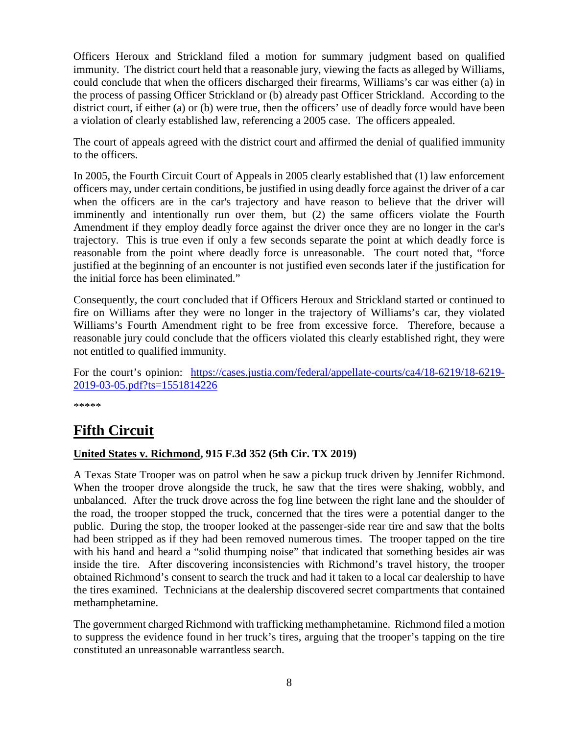Officers Heroux and Strickland filed a motion for summary judgment based on qualified immunity. The district court held that a reasonable jury, viewing the facts as alleged by Williams, could conclude that when the officers discharged their firearms, Williams's car was either (a) in the process of passing Officer Strickland or (b) already past Officer Strickland. According to the district court, if either (a) or (b) were true, then the officers' use of deadly force would have been a violation of clearly established law, referencing a 2005 case. The officers appealed.

The court of appeals agreed with the district court and affirmed the denial of qualified immunity to the officers.

In 2005, the Fourth Circuit Court of Appeals in 2005 clearly established that (1) law enforcement officers may, under certain conditions, be justified in using deadly force against the driver of a car when the officers are in the car's trajectory and have reason to believe that the driver will imminently and intentionally run over them, but (2) the same officers violate the Fourth Amendment if they employ deadly force against the driver once they are no longer in the car's trajectory. This is true even if only a few seconds separate the point at which deadly force is reasonable from the point where deadly force is unreasonable. The court noted that, "force justified at the beginning of an encounter is not justified even seconds later if the justification for the initial force has been eliminated."

Consequently, the court concluded that if Officers Heroux and Strickland started or continued to fire on Williams after they were no longer in the trajectory of Williams's car, they violated Williams's Fourth Amendment right to be free from excessive force. Therefore, because a reasonable jury could conclude that the officers violated this clearly established right, they were not entitled to qualified immunity.

For the court's opinion: [https://cases.justia.com/federal/appellate-courts/ca4/18-6219/18-6219-2019-03-05.pdf?ts=1551814226](https://cases.justia.com/federal/appellate-courts/ca4/18-6219/18-6219-2019-03-05.pdf?ts=1551814226)

*****

# Fifth Circuit

### United States v. Richmond, 915 F.3d 352 (5th Cir. TX 2019)

A Texas State Trooper was on patrol when he saw a pickup truck driven by Jennifer Richmond. When the trooper drove alongside the truck, he saw that the tires were shaking, wobbly, and unbalanced. After the truck drove across the fog line between the right lane and the shoulder of the road, the trooper stopped the truck, concerned that the tires were a potential danger to the public. During the stop, the trooper looked at the passenger-side rear tire and saw that the bolts had been stripped as if they had been removed numerous times. The trooper tapped on the tire with his hand and heard a "solid thumping noise" that indicated that something besides air was inside the tire. After discovering inconsistencies with Richmond's travel history, the trooper obtained Richmond's consent to search the truck and had it taken to a local car dealership to have the tires examined. Technicians at the dealership discovered secret compartments that contained methamphetamine.

The government charged Richmond with trafficking methamphetamine. Richmond filed a motion to suppress the evidence found in her truck's tires, arguing that the trooper's tapping on the tire constituted an unreasonable warrantless search.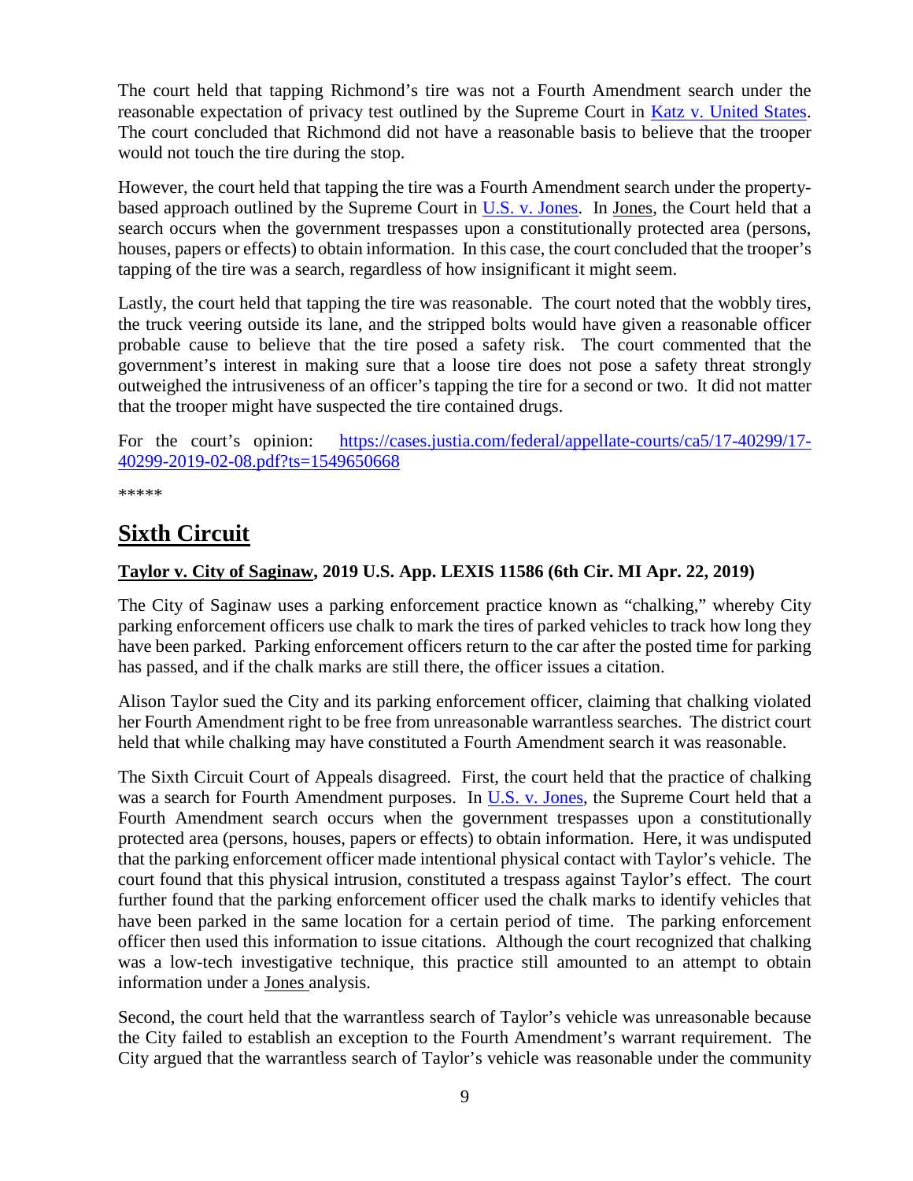The court held that tapping Richmond's tire was not a Fourth Amendment search under the reasonable expectation of privacy test outlined by the Supreme Court in [Katz v. United States](). The court concluded that Richmond did not have a reasonable basis to believe that the trooper would not touch the tire during the stop.

However, the court held that tapping the tire was a Fourth Amendment search under the property-based approach outlined by the Supreme Court in [U.S. v. Jones](). In Jones, the Court held that a search occurs when the government trespasses upon a constitutionally protected area (persons, houses, papers or effects) to obtain information. In this case, the court concluded that the trooper's tapping of the tire was a search, regardless of how insignificant it might seem.

Lastly, the court held that tapping the tire was reasonable. The court noted that the wobbly tires, the truck veering outside its lane, and the stripped bolts would have given a reasonable officer probable cause to believe that the tire posed a safety risk. The court commented that the government's interest in making sure that a loose tire does not pose a safety threat strongly outweighed the intrusiveness of an officer's tapping the tire for a second or two. It did not matter that the trooper might have suspected the tire contained drugs.

For the court's opinion: [https://cases.justia.com/federal/appellate-courts/ca5/17-40299/17-40299-2019-02-08.pdf?ts=1549650668](https://cases.justia.com/federal/appellate-courts/ca5/17-40299/17-40299-2019-02-08.pdf?ts=1549650668)

*****

# Sixth Circuit

### Taylor v. City of Saginaw, 2019 U.S. App. LEXIS 11586 (6th Cir. MI Apr. 22, 2019)

The City of Saginaw uses a parking enforcement practice known as "chalking," whereby City parking enforcement officers use chalk to mark the tires of parked vehicles to track how long they have been parked. Parking enforcement officers return to the car after the posted time for parking has passed, and if the chalk marks are still there, the officer issues a citation.

Alison Taylor sued the City and its parking enforcement officer, claiming that chalking violated her Fourth Amendment right to be free from unreasonable warrantless searches. The district court held that while chalking may have constituted a Fourth Amendment search it was reasonable.

The Sixth Circuit Court of Appeals disagreed. First, the court held that the practice of chalking was a search for Fourth Amendment purposes. In [U.S. v. Jones](), the Supreme Court held that a Fourth Amendment search occurs when the government trespasses upon a constitutionally protected area (persons, houses, papers or effects) to obtain information. Here, it was undisputed that the parking enforcement officer made intentional physical contact with Taylor's vehicle. The court found that this physical intrusion, constituted a trespass against Taylor's effect. The court further found that the parking enforcement officer used the chalk marks to identify vehicles that have been parked in the same location for a certain period of time. The parking enforcement officer then used this information to issue citations. Although the court recognized that chalking was a low-tech investigative technique, this practice still amounted to an attempt to obtain information under a Jones analysis.

Second, the court held that the warrantless search of Taylor's vehicle was unreasonable because the City failed to establish an exception to the Fourth Amendment's warrant requirement. The City argued that the warrantless search of Taylor's vehicle was reasonable under the community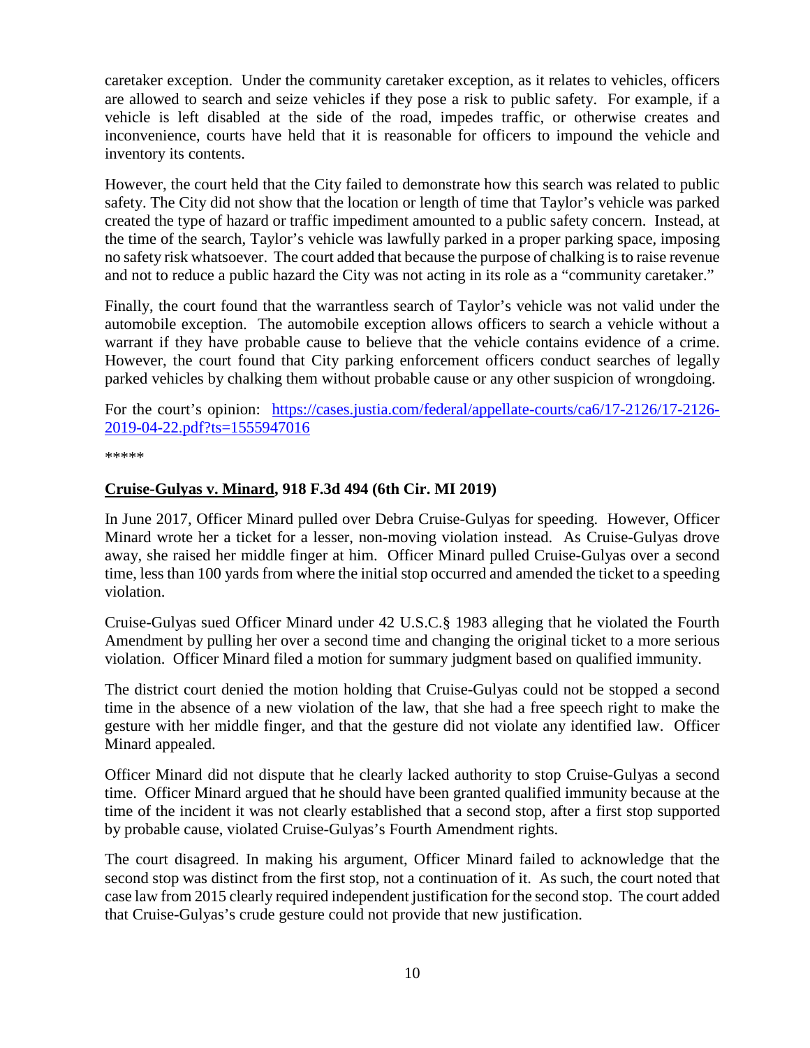caretaker exception. Under the community caretaker exception, as it relates to vehicles, officers are allowed to search and seize vehicles if they pose a risk to public safety. For example, if a vehicle is left disabled at the side of the road, impedes traffic, or otherwise creates and inconvenience, courts have held that it is reasonable for officers to impound the vehicle and inventory its contents.

However, the court held that the City failed to demonstrate how this search was related to public safety. The City did not show that the location or length of time that Taylor's vehicle was parked created the type of hazard or traffic impediment amounted to a public safety concern. Instead, at the time of the search, Taylor's vehicle was lawfully parked in a proper parking space, imposing no safety risk whatsoever. The court added that because the purpose of chalking is to raise revenue and not to reduce a public hazard the City was not acting in its role as a "community caretaker."

Finally, the court found that the warrantless search of Taylor's vehicle was not valid under the automobile exception. The automobile exception allows officers to search a vehicle without a warrant if they have probable cause to believe that the vehicle contains evidence of a crime. However, the court found that City parking enforcement officers conduct searches of legally parked vehicles by chalking them without probable cause or any other suspicion of wrongdoing.

For the court's opinion: [https://cases.justia.com/federal/appellate-courts/ca6/17-2126/17-2126-2019-04-22.pdf?ts=1555947016](https://cases.justia.com/federal/appellate-courts/ca6/17-2126/17-2126-2019-04-22.pdf?ts=1555947016)

*****

**<u>Cruise-Gulyas v. Minard</u>, 918 F.3d 494 (6th Cir. MI 2019)**

In June 2017, Officer Minard pulled over Debra Cruise-Gulyas for speeding. However, Officer Minard wrote her a ticket for a lesser, non-moving violation instead. As Cruise-Gulyas drove away, she raised her middle finger at him. Officer Minard pulled Cruise-Gulyas over a second time, less than 100 yards from where the initial stop occurred and amended the ticket to a speeding violation.

Cruise-Gulyas sued Officer Minard under 42 U.S.C.§ 1983 alleging that he violated the Fourth Amendment by pulling her over a second time and changing the original ticket to a more serious violation. Officer Minard filed a motion for summary judgment based on qualified immunity.

The district court denied the motion holding that Cruise-Gulyas could not be stopped a second time in the absence of a new violation of the law, that she had a free speech right to make the gesture with her middle finger, and that the gesture did not violate any identified law. Officer Minard appealed.

Officer Minard did not dispute that he clearly lacked authority to stop Cruise-Gulyas a second time. Officer Minard argued that he should have been granted qualified immunity because at the time of the incident it was not clearly established that a second stop, after a first stop supported by probable cause, violated Cruise-Gulyas's Fourth Amendment rights.

The court disagreed. In making his argument, Officer Minard failed to acknowledge that the second stop was distinct from the first stop, not a continuation of it. As such, the court noted that case law from 2015 clearly required independent justification for the second stop. The court added that Cruise-Gulyas's crude gesture could not provide that new justification.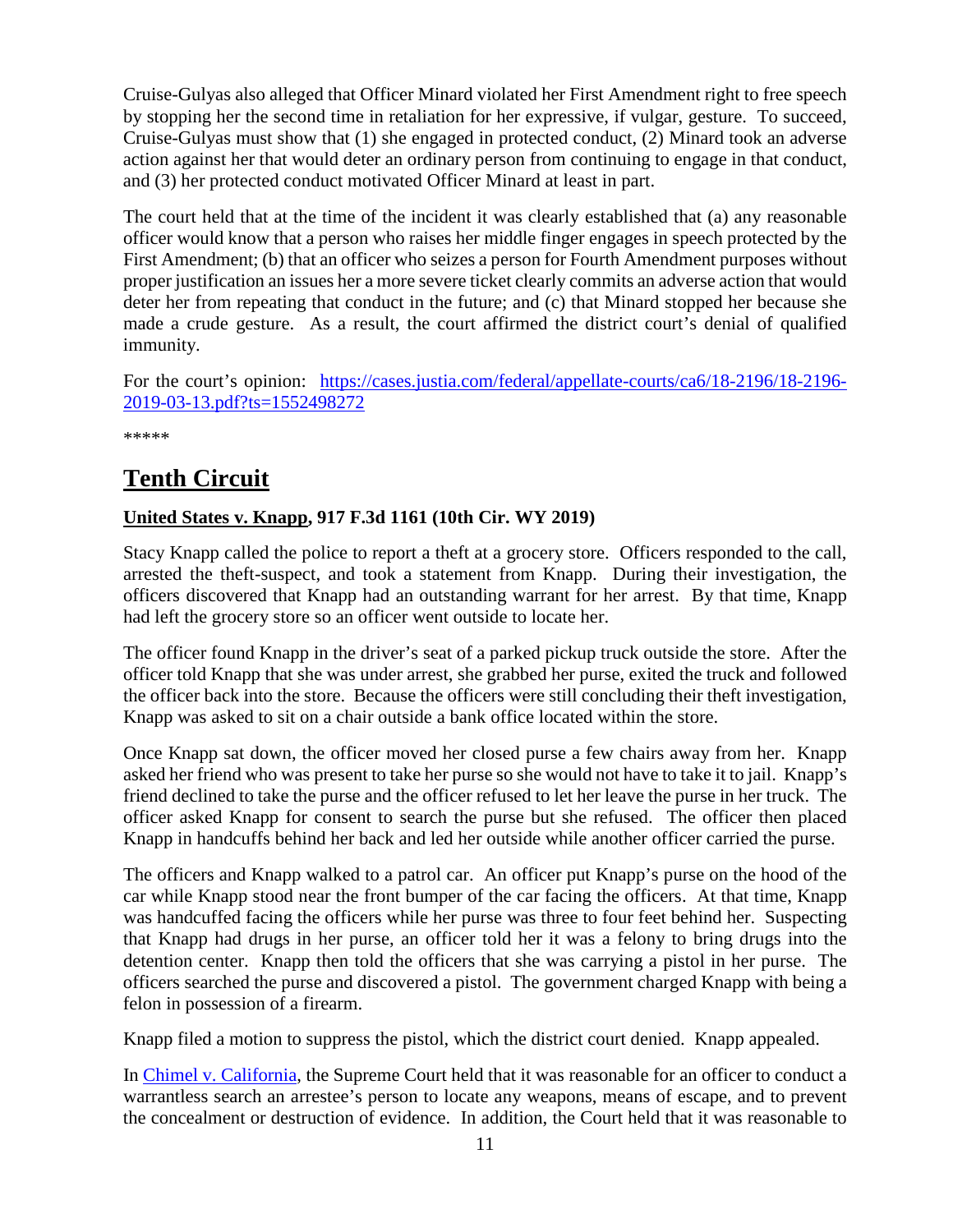Cruise-Gulyas also alleged that Officer Minard violated her First Amendment right to free speech by stopping her the second time in retaliation for her expressive, if vulgar, gesture. To succeed, Cruise-Gulyas must show that (1) she engaged in protected conduct, (2) Minard took an adverse action against her that would deter an ordinary person from continuing to engage in that conduct, and (3) her protected conduct motivated Officer Minard at least in part.

The court held that at the time of the incident it was clearly established that (a) any reasonable officer would know that a person who raises her middle finger engages in speech protected by the First Amendment; (b) that an officer who seizes a person for Fourth Amendment purposes without proper justification an issues her a more severe ticket clearly commits an adverse action that would deter her from repeating that conduct in the future; and (c) that Minard stopped her because she made a crude gesture. As a result, the court affirmed the district court's denial of qualified immunity.

For the court's opinion: [https://cases.justia.com/federal/appellate-courts/ca6/18-2196/18-2196-2019-03-13.pdf?ts=1552498272](https://cases.justia.com/federal/appellate-courts/ca6/18-2196/18-2196-2019-03-13.pdf?ts=1552498272)

*****

# Tenth Circuit

### United States v. Knapp, 917 F.3d 1161 (10th Cir. WY 2019)

Stacy Knapp called the police to report a theft at a grocery store. Officers responded to the call, arrested the theft-suspect, and took a statement from Knapp. During their investigation, the officers discovered that Knapp had an outstanding warrant for her arrest. By that time, Knapp had left the grocery store so an officer went outside to locate her.

The officer found Knapp in the driver's seat of a parked pickup truck outside the store. After the officer told Knapp that she was under arrest, she grabbed her purse, exited the truck and followed the officer back into the store. Because the officers were still concluding their theft investigation, Knapp was asked to sit on a chair outside a bank office located within the store.

Once Knapp sat down, the officer moved her closed purse a few chairs away from her. Knapp asked her friend who was present to take her purse so she would not have to take it to jail. Knapp's friend declined to take the purse and the officer refused to let her leave the purse in her truck. The officer asked Knapp for consent to search the purse but she refused. The officer then placed Knapp in handcuffs behind her back and led her outside while another officer carried the purse.

The officers and Knapp walked to a patrol car. An officer put Knapp's purse on the hood of the car while Knapp stood near the front bumper of the car facing the officers. At that time, Knapp was handcuffed facing the officers while her purse was three to four feet behind her. Suspecting that Knapp had drugs in her purse, an officer told her it was a felony to bring drugs into the detention center. Knapp then told the officers that she was carrying a pistol in her purse. The officers searched the purse and discovered a pistol. The government charged Knapp with being a felon in possession of a firearm.

Knapp filed a motion to suppress the pistol, which the district court denied. Knapp appealed.

In [Chimel v. California](#), the Supreme Court held that it was reasonable for an officer to conduct a warrantless search an arrestee's person to locate any weapons, means of escape, and to prevent the concealment or destruction of evidence. In addition, the Court held that it was reasonable to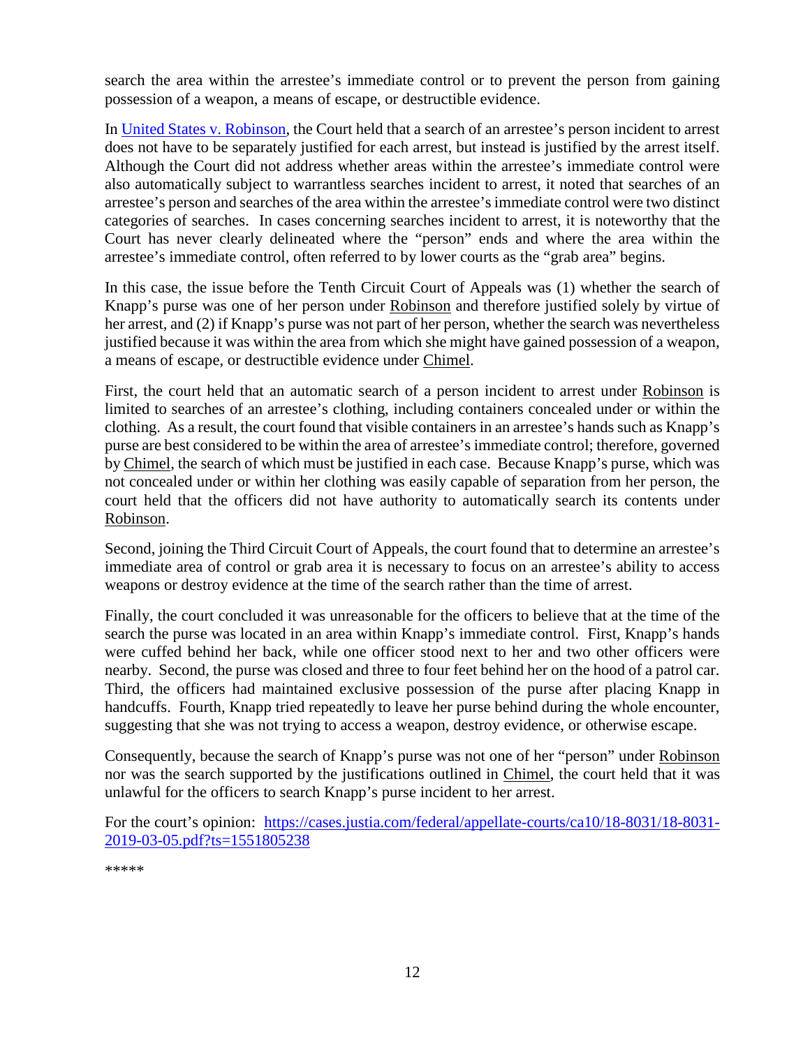search the area within the arrestee's immediate control or to prevent the person from gaining possession of a weapon, a means of escape, or destructible evidence.

In [United States v. Robinson](), the Court held that a search of an arrestee's person incident to arrest does not have to be separately justified for each arrest, but instead is justified by the arrest itself. Although the Court did not address whether areas within the arrestee's immediate control were also automatically subject to warrantless searches incident to arrest, it noted that searches of an arrestee's person and searches of the area within the arrestee's immediate control were two distinct categories of searches. In cases concerning searches incident to arrest, it is noteworthy that the Court has never clearly delineated where the "person" ends and where the area within the arrestee's immediate control, often referred to by lower courts as the "grab area" begins.

In this case, the issue before the Tenth Circuit Court of Appeals was (1) whether the search of Knapp's purse was one of her person under Robinson and therefore justified solely by virtue of her arrest, and (2) if Knapp's purse was not part of her person, whether the search was nevertheless justified because it was within the area from which she might have gained possession of a weapon, a means of escape, or destructible evidence under Chimel.

First, the court held that an automatic search of a person incident to arrest under Robinson is limited to searches of an arrestee's clothing, including containers concealed under or within the clothing. As a result, the court found that visible containers in an arrestee's hands such as Knapp's purse are best considered to be within the area of arrestee's immediate control; therefore, governed by Chimel, the search of which must be justified in each case. Because Knapp's purse, which was not concealed under or within her clothing was easily capable of separation from her person, the court held that the officers did not have authority to automatically search its contents under Robinson.

Second, joining the Third Circuit Court of Appeals, the court found that to determine an arrestee's immediate area of control or grab area it is necessary to focus on an arrestee's ability to access weapons or destroy evidence at the time of the search rather than the time of arrest.

Finally, the court concluded it was unreasonable for the officers to believe that at the time of the search the purse was located in an area within Knapp's immediate control. First, Knapp's hands were cuffed behind her back, while one officer stood next to her and two other officers were nearby. Second, the purse was closed and three to four feet behind her on the hood of a patrol car. Third, the officers had maintained exclusive possession of the purse after placing Knapp in handcuffs. Fourth, Knapp tried repeatedly to leave her purse behind during the whole encounter, suggesting that she was not trying to access a weapon, destroy evidence, or otherwise escape.

Consequently, because the search of Knapp's purse was not one of her "person" under Robinson nor was the search supported by the justifications outlined in Chimel, the court held that it was unlawful for the officers to search Knapp's purse incident to her arrest.

For the court's opinion: [https://cases.justia.com/federal/appellate-courts/ca10/18-8031/18-8031-2019-03-05.pdf?ts=1551805238](https://cases.justia.com/federal/appellate-courts/ca10/18-8031/18-8031-2019-03-05.pdf?ts=1551805238)

*****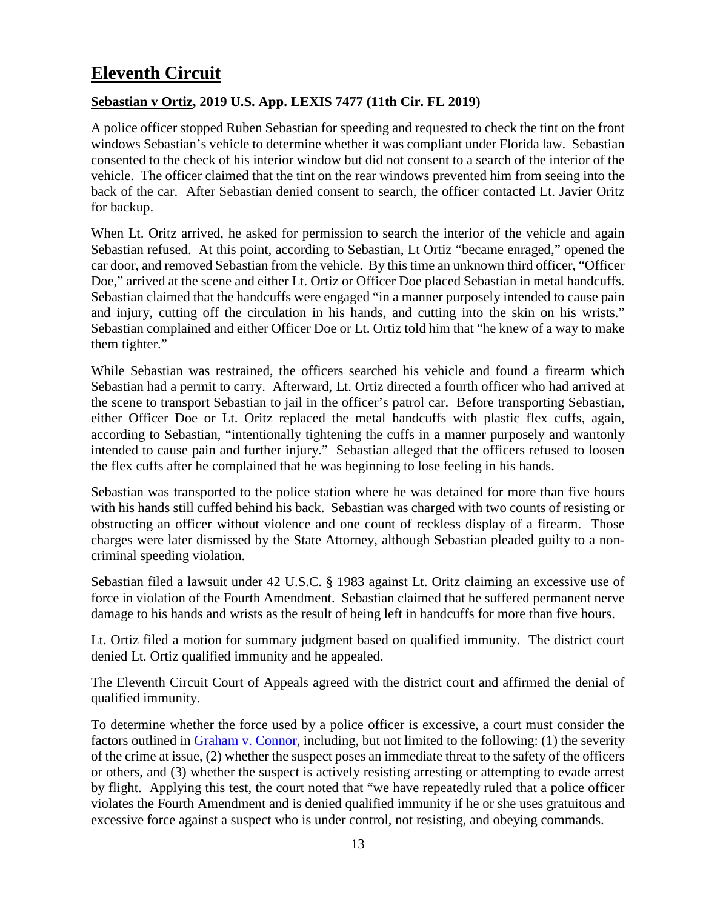# Eleventh Circuit

### Sebastian v Ortiz, 2019 U.S. App. LEXIS 7477 (11th Cir. FL 2019)

A police officer stopped Ruben Sebastian for speeding and requested to check the tint on the front windows Sebastian's vehicle to determine whether it was compliant under Florida law. Sebastian consented to the check of his interior window but did not consent to a search of the interior of the vehicle. The officer claimed that the tint on the rear windows prevented him from seeing into the back of the car. After Sebastian denied consent to search, the officer contacted Lt. Javier Oritz for backup.

When Lt. Oritz arrived, he asked for permission to search the interior of the vehicle and again Sebastian refused. At this point, according to Sebastian, Lt Ortiz "became enraged," opened the car door, and removed Sebastian from the vehicle. By this time an unknown third officer, "Officer Doe," arrived at the scene and either Lt. Ortiz or Officer Doe placed Sebastian in metal handcuffs. Sebastian claimed that the handcuffs were engaged "in a manner purposely intended to cause pain and injury, cutting off the circulation in his hands, and cutting into the skin on his wrists." Sebastian complained and either Officer Doe or Lt. Ortiz told him that "he knew of a way to make them tighter."

While Sebastian was restrained, the officers searched his vehicle and found a firearm which Sebastian had a permit to carry. Afterward, Lt. Ortiz directed a fourth officer who had arrived at the scene to transport Sebastian to jail in the officer's patrol car. Before transporting Sebastian, either Officer Doe or Lt. Oritz replaced the metal handcuffs with plastic flex cuffs, again, according to Sebastian, "intentionally tightening the cuffs in a manner purposely and wantonly intended to cause pain and further injury." Sebastian alleged that the officers refused to loosen the flex cuffs after he complained that he was beginning to lose feeling in his hands.

Sebastian was transported to the police station where he was detained for more than five hours with his hands still cuffed behind his back. Sebastian was charged with two counts of resisting or obstructing an officer without violence and one count of reckless display of a firearm. Those charges were later dismissed by the State Attorney, although Sebastian pleaded guilty to a non-criminal speeding violation.

Sebastian filed a lawsuit under 42 U.S.C. § 1983 against Lt. Oritz claiming an excessive use of force in violation of the Fourth Amendment. Sebastian claimed that he suffered permanent nerve damage to his hands and wrists as the result of being left in handcuffs for more than five hours.

Lt. Ortiz filed a motion for summary judgment based on qualified immunity. The district court denied Lt. Ortiz qualified immunity and he appealed.

The Eleventh Circuit Court of Appeals agreed with the district court and affirmed the denial of qualified immunity.

To determine whether the force used by a police officer is excessive, a court must consider the factors outlined in Graham v. Connor, including, but not limited to the following: (1) the severity of the crime at issue, (2) whether the suspect poses an immediate threat to the safety of the officers or others, and (3) whether the suspect is actively resisting arresting or attempting to evade arrest by flight. Applying this test, the court noted that "we have repeatedly ruled that a police officer violates the Fourth Amendment and is denied qualified immunity if he or she uses gratuitous and excessive force against a suspect who is under control, not resisting, and obeying commands.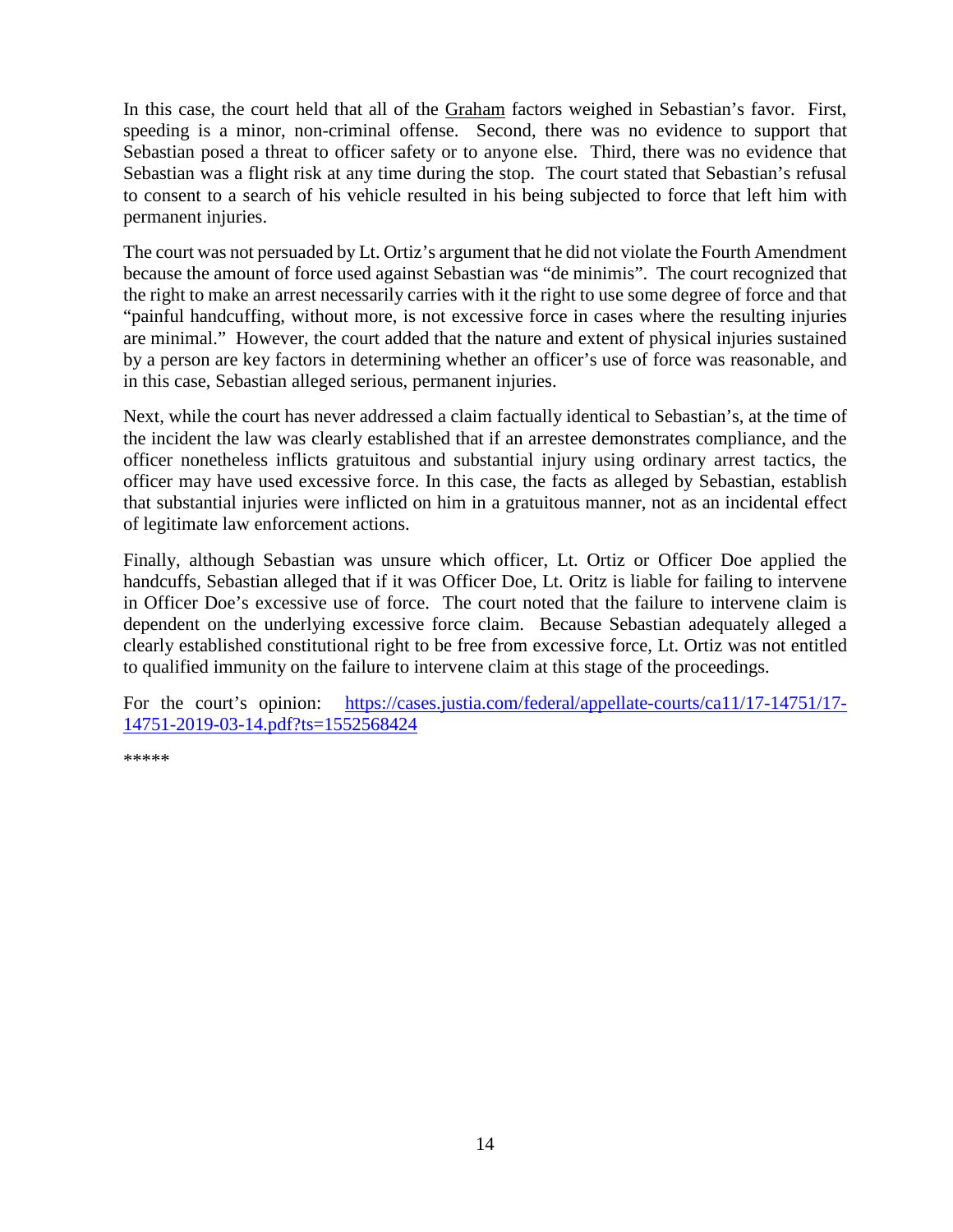In this case, the court held that all of the Graham factors weighed in Sebastian's favor. First, speeding is a minor, non-criminal offense. Second, there was no evidence to support that Sebastian posed a threat to officer safety or to anyone else. Third, there was no evidence that Sebastian was a flight risk at any time during the stop. The court stated that Sebastian's refusal to consent to a search of his vehicle resulted in his being subjected to force that left him with permanent injuries.

The court was not persuaded by Lt. Ortiz's argument that he did not violate the Fourth Amendment because the amount of force used against Sebastian was "de minimis". The court recognized that the right to make an arrest necessarily carries with it the right to use some degree of force and that "painful handcuffing, without more, is not excessive force in cases where the resulting injuries are minimal." However, the court added that the nature and extent of physical injuries sustained by a person are key factors in determining whether an officer's use of force was reasonable, and in this case, Sebastian alleged serious, permanent injuries.

Next, while the court has never addressed a claim factually identical to Sebastian's, at the time of the incident the law was clearly established that if an arrestee demonstrates compliance, and the officer nonetheless inflicts gratuitous and substantial injury using ordinary arrest tactics, the officer may have used excessive force. In this case, the facts as alleged by Sebastian, establish that substantial injuries were inflicted on him in a gratuitous manner, not as an incidental effect of legitimate law enforcement actions.

Finally, although Sebastian was unsure which officer, Lt. Ortiz or Officer Doe applied the handcuffs, Sebastian alleged that if it was Officer Doe, Lt. Oritz is liable for failing to intervene in Officer Doe's excessive use of force. The court noted that the failure to intervene claim is dependent on the underlying excessive force claim. Because Sebastian adequately alleged a clearly established constitutional right to be free from excessive force, Lt. Ortiz was not entitled to qualified immunity on the failure to intervene claim at this stage of the proceedings.

For the court's opinion: https://cases.justia.com/federal/appellate-courts/ca11/17-14751/17-14751-2019-03-14.pdf?ts=1552568424

*****